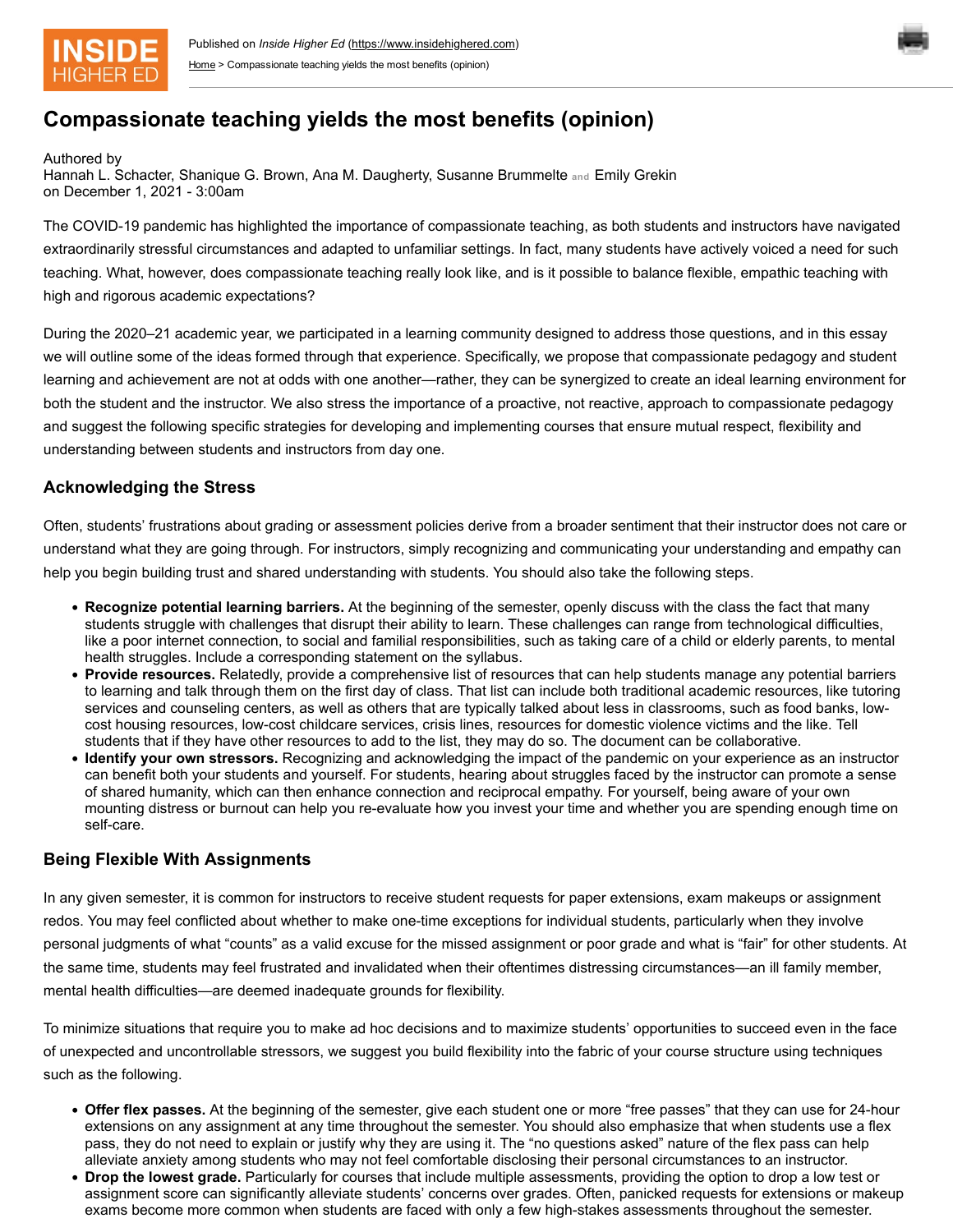Published on *Inside Higher Ed* (https://www.insidehighered.com)

Home > Compassionate teaching yields the most benefits (opinion)

# Compassionate teaching yields the most benefits (opinion)

Authored by
Hannah L. Schacter, Shanique G. Brown, Ana M. Daugherty, Susanne Brummelte and Emily Grekin
on December 1, 2021 - 3:00am

The COVID-19 pandemic has highlighted the importance of compassionate teaching, as both students and instructors have navigated extraordinarily stressful circumstances and adapted to unfamiliar settings. In fact, many students have actively voiced a need for such teaching. What, however, does compassionate teaching really look like, and is it possible to balance flexible, empathic teaching with high and rigorous academic expectations?

During the 2020–21 academic year, we participated in a learning community designed to address those questions, and in this essay we will outline some of the ideas formed through that experience. Specifically, we propose that compassionate pedagogy and student learning and achievement are not at odds with one another—rather, they can be synergized to create an ideal learning environment for both the student and the instructor. We also stress the importance of a proactive, not reactive, approach to compassionate pedagogy and suggest the following specific strategies for developing and implementing courses that ensure mutual respect, flexibility and understanding between students and instructors from day one.

## Acknowledging the Stress

Often, students' frustrations about grading or assessment policies derive from a broader sentiment that their instructor does not care or understand what they are going through. For instructors, simply recognizing and communicating your understanding and empathy can help you begin building trust and shared understanding with students. You should also take the following steps.

- **Recognize potential learning barriers.** At the beginning of the semester, openly discuss with the class the fact that many students struggle with challenges that disrupt their ability to learn. These challenges can range from technological difficulties, like a poor internet connection, to social and familial responsibilities, such as taking care of a child or elderly parents, to mental health struggles. Include a corresponding statement on the syllabus.
- **Provide resources.** Relatedly, provide a comprehensive list of resources that can help students manage any potential barriers to learning and talk through them on the first day of class. That list can include both traditional academic resources, like tutoring services and counseling centers, as well as others that are typically talked about less in classrooms, such as food banks, low-cost housing resources, low-cost childcare services, crisis lines, resources for domestic violence victims and the like. Tell students that if they have other resources to add to the list, they may do so. The document can be collaborative.
- **Identify your own stressors.** Recognizing and acknowledging the impact of the pandemic on your experience as an instructor can benefit both your students and yourself. For students, hearing about struggles faced by the instructor can promote a sense of shared humanity, which can then enhance connection and reciprocal empathy. For yourself, being aware of your own mounting distress or burnout can help you re-evaluate how you invest your time and whether you are spending enough time on self-care.

## Being Flexible With Assignments

In any given semester, it is common for instructors to receive student requests for paper extensions, exam makeups or assignment redos. You may feel conflicted about whether to make one-time exceptions for individual students, particularly when they involve personal judgments of what "counts" as a valid excuse for the missed assignment or poor grade and what is "fair" for other students. At the same time, students may feel frustrated and invalidated when their oftentimes distressing circumstances—an ill family member, mental health difficulties—are deemed inadequate grounds for flexibility.

To minimize situations that require you to make ad hoc decisions and to maximize students' opportunities to succeed even in the face of unexpected and uncontrollable stressors, we suggest you build flexibility into the fabric of your course structure using techniques such as the following.

- **Offer flex passes.** At the beginning of the semester, give each student one or more "free passes" that they can use for 24-hour extensions on any assignment at any time throughout the semester. You should also emphasize that when students use a flex pass, they do not need to explain or justify why they are using it. The "no questions asked" nature of the flex pass can help alleviate anxiety among students who may not feel comfortable disclosing their personal circumstances to an instructor.
- **Drop the lowest grade.** Particularly for courses that include multiple assessments, providing the option to drop a low test or assignment score can significantly alleviate students' concerns over grades. Often, panicked requests for extensions or makeup exams become more common when students are faced with only a few high-stakes assessments throughout the semester.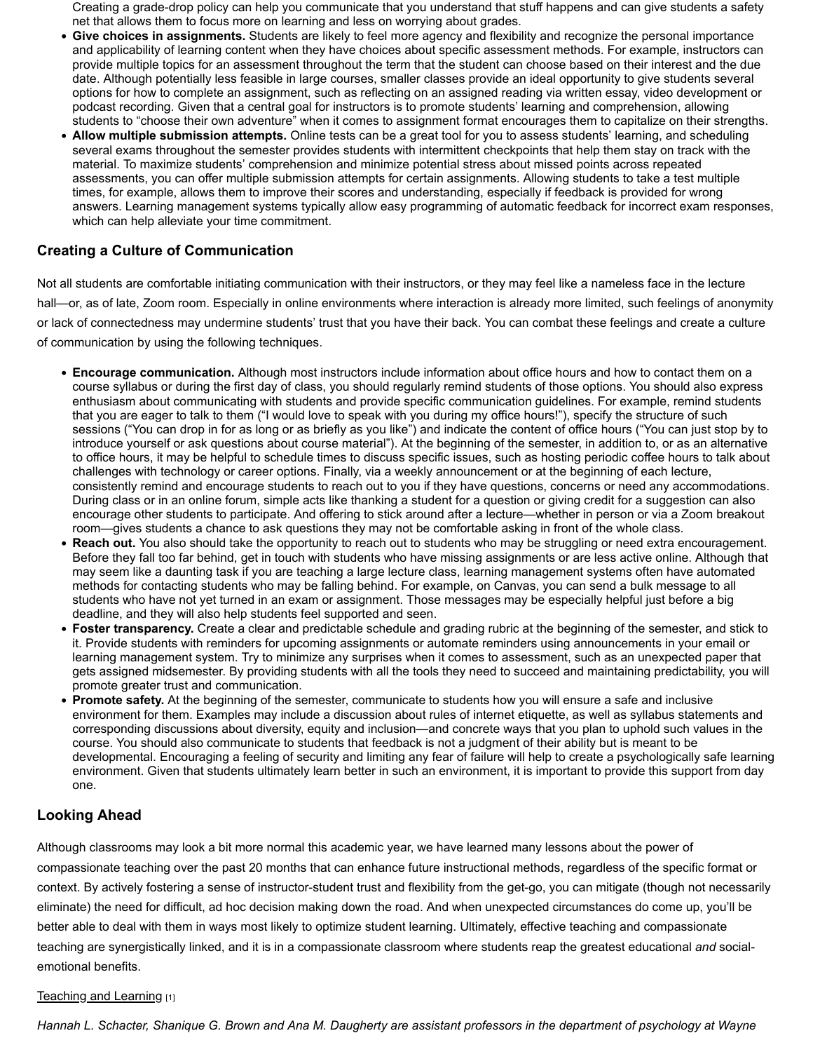Creating a grade-drop policy can help you communicate that you understand that stuff happens and can give students a safety net that allows them to focus more on learning and less on worrying about grades.

- **Give choices in assignments.** Students are likely to feel more agency and flexibility and recognize the personal importance and applicability of learning content when they have choices about specific assessment methods. For example, instructors can provide multiple topics for an assessment throughout the term that the student can choose based on their interest and the due date. Although potentially less feasible in large courses, smaller classes provide an ideal opportunity to give students several options for how to complete an assignment, such as reflecting on an assigned reading via written essay, video development or podcast recording. Given that a central goal for instructors is to promote students' learning and comprehension, allowing students to "choose their own adventure" when it comes to assignment format encourages them to capitalize on their strengths.
- **Allow multiple submission attempts.** Online tests can be a great tool for you to assess students' learning, and scheduling several exams throughout the semester provides students with intermittent checkpoints that help them stay on track with the material. To maximize students' comprehension and minimize potential stress about missed points across repeated assessments, you can offer multiple submission attempts for certain assignments. Allowing students to take a test multiple times, for example, allows them to improve their scores and understanding, especially if feedback is provided for wrong answers. Learning management systems typically allow easy programming of automatic feedback for incorrect exam responses, which can help alleviate your time commitment.

## Creating a Culture of Communication

Not all students are comfortable initiating communication with their instructors, or they may feel like a nameless face in the lecture hall—or, as of late, Zoom room. Especially in online environments where interaction is already more limited, such feelings of anonymity or lack of connectedness may undermine students' trust that you have their back. You can combat these feelings and create a culture of communication by using the following techniques.

- **Encourage communication.** Although most instructors include information about office hours and how to contact them on a course syllabus or during the first day of class, you should regularly remind students of those options. You should also express enthusiasm about communicating with students and provide specific communication guidelines. For example, remind students that you are eager to talk to them ("I would love to speak with you during my office hours!"), specify the structure of such sessions ("You can drop in for as long or as briefly as you like") and indicate the content of office hours ("You can just stop by to introduce yourself or ask questions about course material"). At the beginning of the semester, in addition to, or as an alternative to office hours, it may be helpful to schedule times to discuss specific issues, such as hosting periodic coffee hours to talk about challenges with technology or career options. Finally, via a weekly announcement or at the beginning of each lecture, consistently remind and encourage students to reach out to you if they have questions, concerns or need any accommodations. During class or in an online forum, simple acts like thanking a student for a question or giving credit for a suggestion can also encourage other students to participate. And offering to stick around after a lecture—whether in person or via a Zoom breakout room—gives students a chance to ask questions they may not be comfortable asking in front of the whole class.
- **Reach out.** You also should take the opportunity to reach out to students who may be struggling or need extra encouragement. Before they fall too far behind, get in touch with students who have missing assignments or are less active online. Although that may seem like a daunting task if you are teaching a large lecture class, learning management systems often have automated methods for contacting students who may be falling behind. For example, on Canvas, you can send a bulk message to all students who have not yet turned in an exam or assignment. Those messages may be especially helpful just before a big deadline, and they will also help students feel supported and seen.
- **Foster transparency.** Create a clear and predictable schedule and grading rubric at the beginning of the semester, and stick to it. Provide students with reminders for upcoming assignments or automate reminders using announcements in your email or learning management system. Try to minimize any surprises when it comes to assessment, such as an unexpected paper that gets assigned midsemester. By providing students with all the tools they need to succeed and maintaining predictability, you will promote greater trust and communication.
- **Promote safety.** At the beginning of the semester, communicate to students how you will ensure a safe and inclusive environment for them. Examples may include a discussion about rules of internet etiquette, as well as syllabus statements and corresponding discussions about diversity, equity and inclusion—and concrete ways that you plan to uphold such values in the course. You should also communicate to students that feedback is not a judgment of their ability but is meant to be developmental. Encouraging a feeling of security and limiting any fear of failure will help to create a psychologically safe learning environment. Given that students ultimately learn better in such an environment, it is important to provide this support from day one.

## Looking Ahead

Although classrooms may look a bit more normal this academic year, we have learned many lessons about the power of compassionate teaching over the past 20 months that can enhance future instructional methods, regardless of the specific format or context. By actively fostering a sense of instructor-student trust and flexibility from the get-go, you can mitigate (though not necessarily eliminate) the need for difficult, ad hoc decision making down the road. And when unexpected circumstances do come up, you'll be better able to deal with them in ways most likely to optimize student learning. Ultimately, effective teaching and compassionate teaching are synergistically linked, and it is in a compassionate classroom where students reap the greatest educational *and* social-emotional benefits.

Teaching and Learning [1]

*Hannah L. Schacter, Shanique G. Brown and Ana M. Daugherty are assistant professors in the department of psychology at Wayne*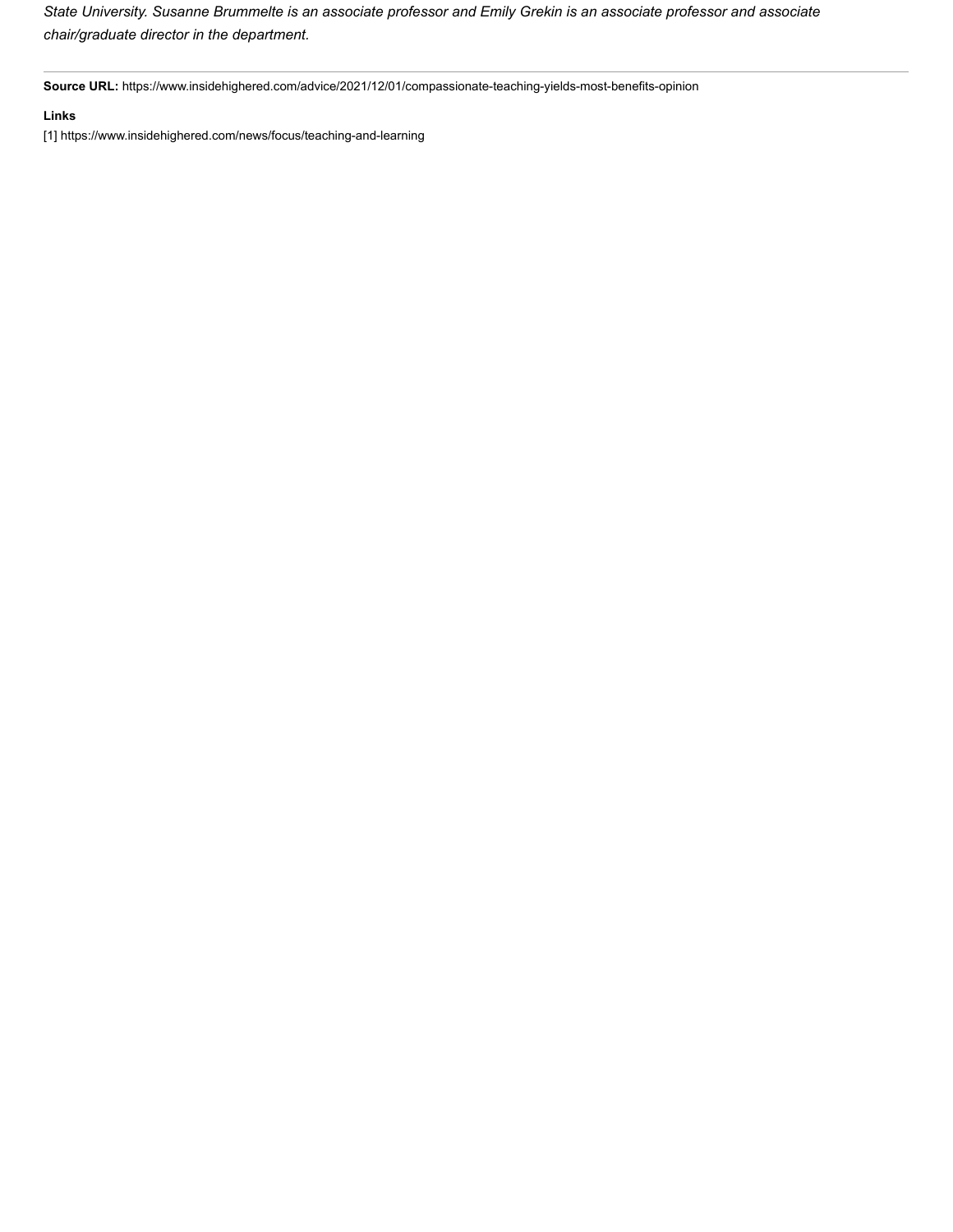*State University. Susanne Brummelte is an associate professor and Emily Grekin is an associate professor and associate chair/graduate director in the department.*

---

**Source URL:** https://www.insidehighered.com/advice/2021/12/01/compassionate-teaching-yields-most-benefits-opinion

**Links**

[1] https://www.insidehighered.com/news/focus/teaching-and-learning